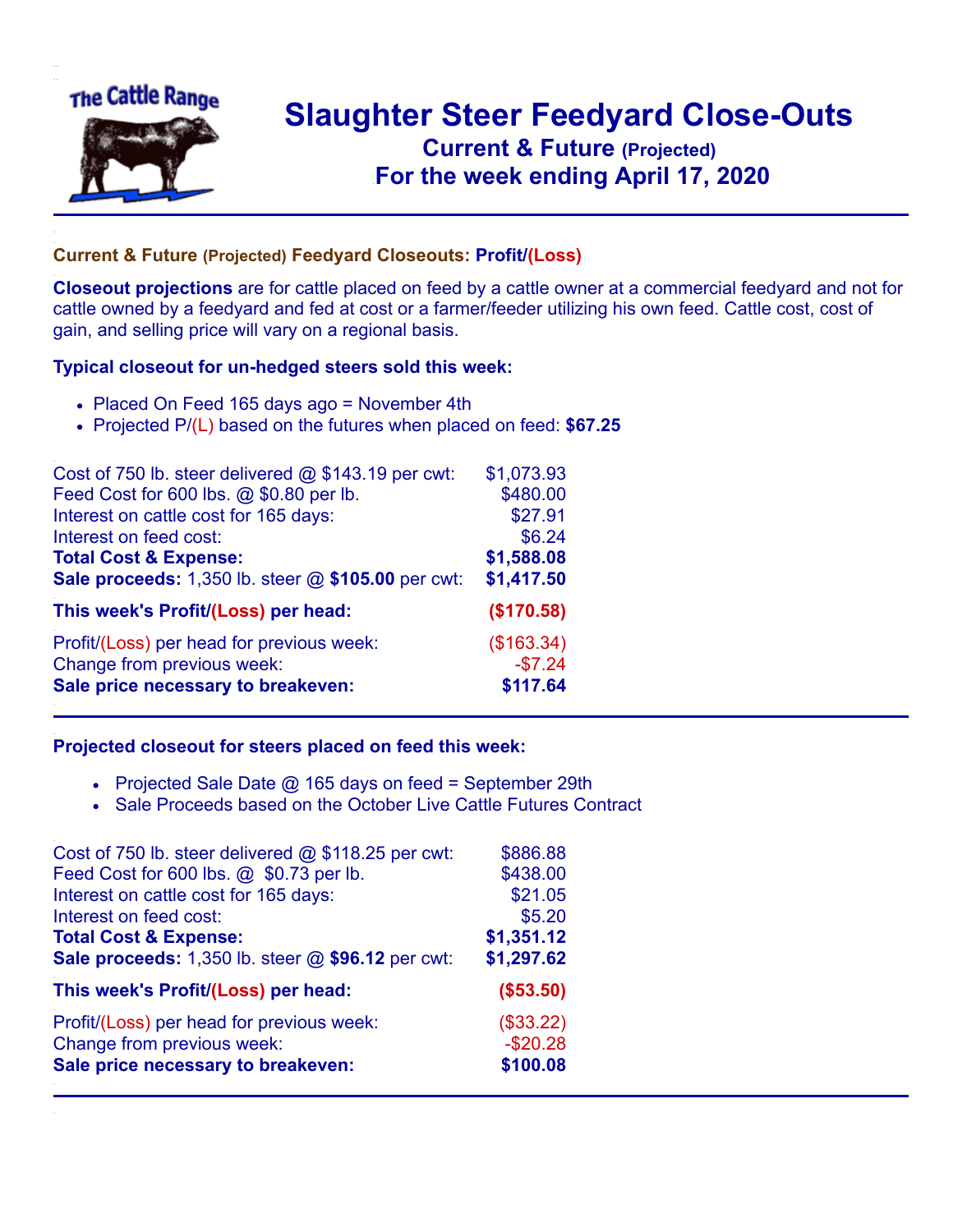# Slaughter Steer Feedyard Close-Outs

## Current & Future (Projected)

## For the week ending April 17, 2020

### Current & Future (Projected) Feedyard Closeouts: Profit/(Loss)

**Closeout projections** are for cattle placed on feed by a cattle owner at a commercial feedyard and not for cattle owned by a feedyard and fed at cost or a farmer/feeder utilizing his own feed. Cattle cost, cost of gain, and selling price will vary on a regional basis.

### Typical closeout for un-hedged steers sold this week:

- Placed On Feed 165 days ago = November 4th
- Projected P/(L) based on the futures when placed on feed: **$67.25**

| | |
|---|---|
| Cost of 750 lb. steer delivered @ $143.19 per cwt: | $1,073.93 |
| Feed Cost for 600 lbs. @ $0.80 per lb. | $480.00 |
| Interest on cattle cost for 165 days: | $27.91 |
| Interest on feed cost: | $6.24 |
| **Total Cost & Expense:** | **$1,588.08** |
| **Sale proceeds:** 1,350 lb. steer @ **$105.00** per cwt: | **$1,417.50** |
| **This week's Profit/(Loss) per head:** | **($170.58)** |
| Profit/(Loss) per head for previous week: | ($163.34) |
| Change from previous week: | -$7.24 |
| **Sale price necessary to breakeven:** | **$117.64** |

### Projected closeout for steers placed on feed this week:

- Projected Sale Date @ 165 days on feed = September 29th
- Sale Proceeds based on the October Live Cattle Futures Contract

| | |
|---|---|
| Cost of 750 lb. steer delivered @ $118.25 per cwt: | $886.88 |
| Feed Cost for 600 lbs. @ $0.73 per lb. | $438.00 |
| Interest on cattle cost for 165 days: | $21.05 |
| Interest on feed cost: | $5.20 |
| **Total Cost & Expense:** | **$1,351.12** |
| **Sale proceeds:** 1,350 lb. steer @ **$96.12** per cwt: | **$1,297.62** |
| **This week's Profit/(Loss) per head:** | **($53.50)** |
| Profit/(Loss) per head for previous week: | ($33.22) |
| Change from previous week: | -$20.28 |
| **Sale price necessary to breakeven:** | **$100.08** |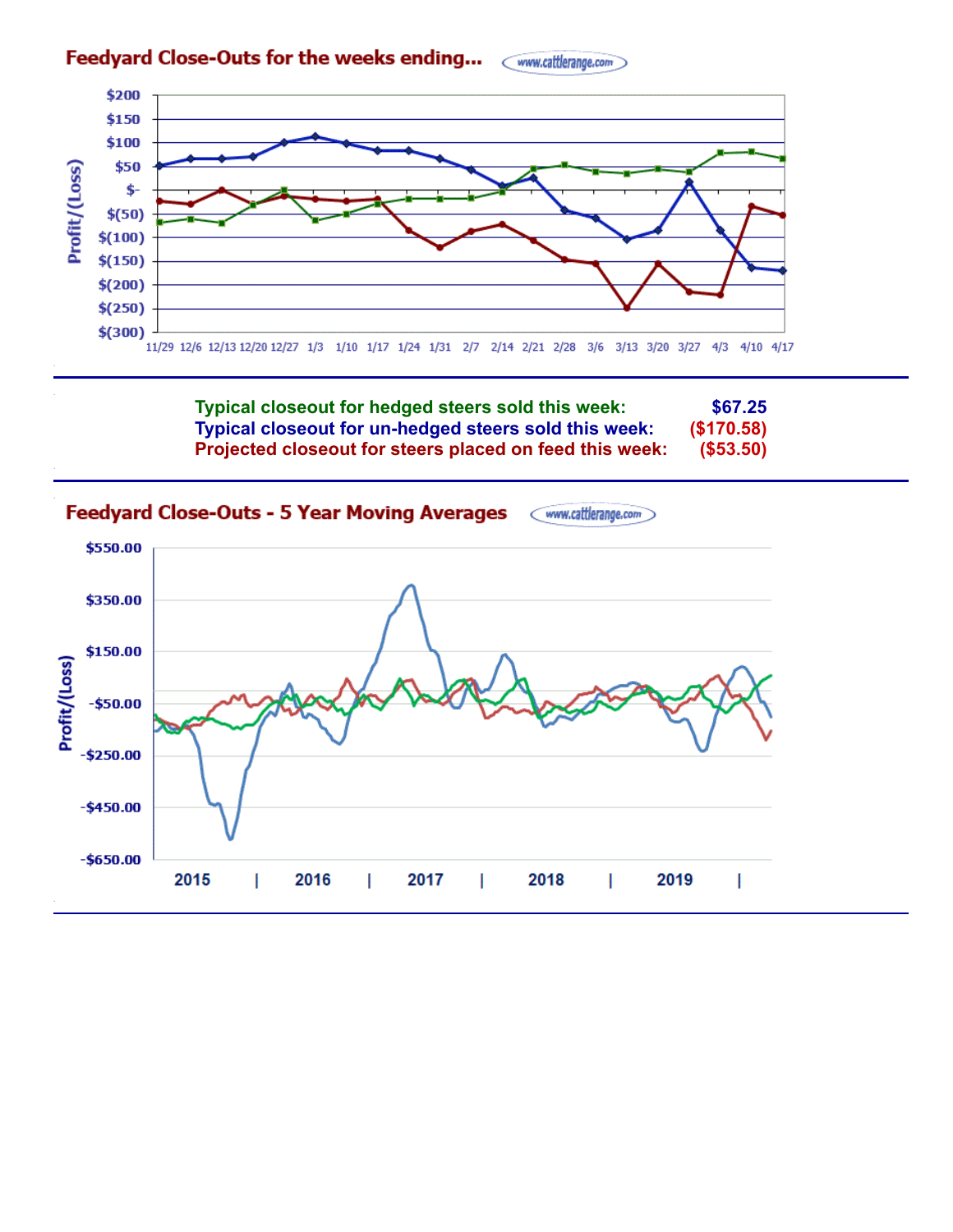## Feedyard Close-Outs for the weeks ending...

www.cattlerange.com

Profit/(Loss)

$200
$150
$100
$50
$-
$(50)
$(100)
$(150)
$(200)
$(250)
$(300)

11/29 12/6 12/13 12/20 12/27 1/3 1/10 1/17 1/24 1/31 2/7 2/14 2/21 2/28 3/6 3/13 3/20 3/27 4/3 4/10 4/17

---

| | |
|---|---|
| Typical closeout for hedged steers sold this week: | $67.25 |
| Typical closeout for un-hedged steers sold this week: | ($170.58) |
| Projected closeout for steers placed on feed this week: | ($53.50) |

---

## Feedyard Close-Outs - 5 Year Moving Averages

www.cattlerange.com

Profit/(Loss)

$550.00
$350.00
$150.00
-$50.00
-$250.00
-$450.00
-$650.00

2015 | 2016 | 2017 | 2018 | 2019 |